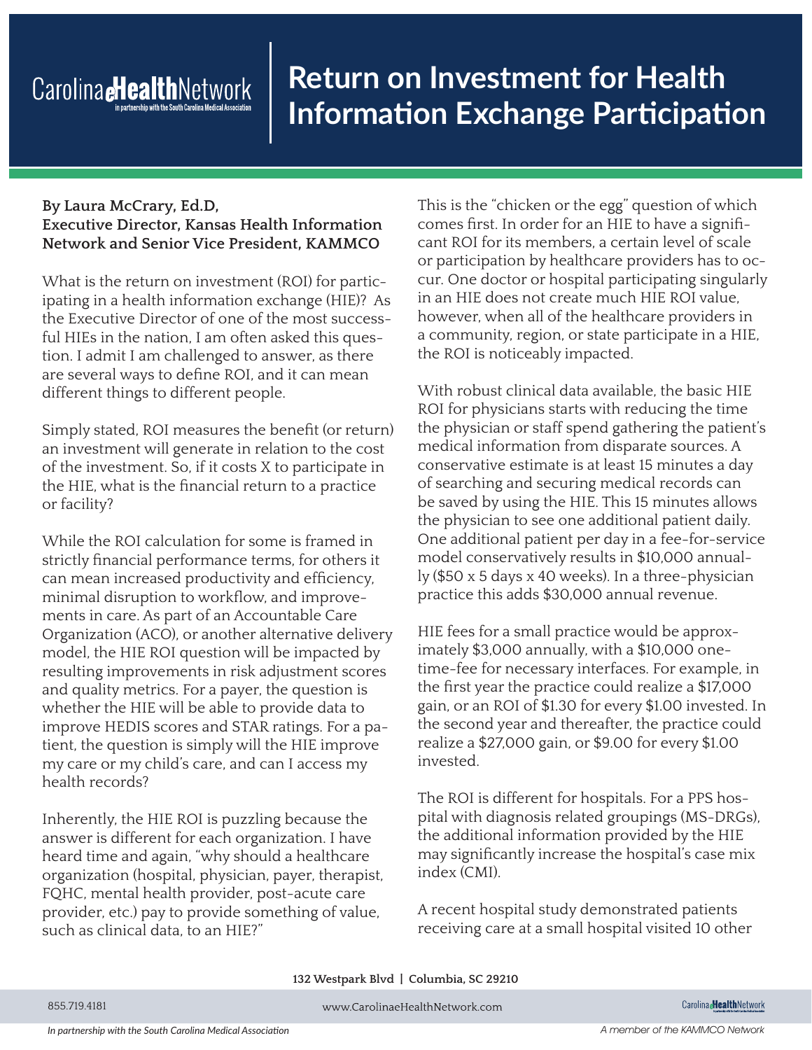# Return on Investment for Health Information Exchange Participation

**By Laura McCrary, Ed.D, Executive Director, Kansas Health Information Network and Senior Vice President, KAMMCO**

What is the return on investment (ROI) for participating in a health information exchange (HIE)? As the Executive Director of one of the most successful HIEs in the nation, I am often asked this question. I admit I am challenged to answer, as there are several ways to define ROI, and it can mean different things to different people.

Simply stated, ROI measures the benefit (or return) an investment will generate in relation to the cost of the investment. So, if it costs X to participate in the HIE, what is the financial return to a practice or facility?

While the ROI calculation for some is framed in strictly financial performance terms, for others it can mean increased productivity and efficiency, minimal disruption to workflow, and improvements in care. As part of an Accountable Care Organization (ACO), or another alternative delivery model, the HIE ROI question will be impacted by resulting improvements in risk adjustment scores and quality metrics. For a payer, the question is whether the HIE will be able to provide data to improve HEDIS scores and STAR ratings. For a patient, the question is simply will the HIE improve my care or my child's care, and can I access my health records?

Inherently, the HIE ROI is puzzling because the answer is different for each organization. I have heard time and again, "why should a healthcare organization (hospital, physician, payer, therapist, FQHC, mental health provider, post-acute care provider, etc.) pay to provide something of value, such as clinical data, to an HIE?"

This is the "chicken or the egg" question of which comes first. In order for an HIE to have a significant ROI for its members, a certain level of scale or participation by healthcare providers has to occur. One doctor or hospital participating singularly in an HIE does not create much HIE ROI value, however, when all of the healthcare providers in a community, region, or state participate in a HIE, the ROI is noticeably impacted.

With robust clinical data available, the basic HIE ROI for physicians starts with reducing the time the physician or staff spend gathering the patient's medical information from disparate sources. A conservative estimate is at least 15 minutes a day of searching and securing medical records can be saved by using the HIE. This 15 minutes allows the physician to see one additional patient daily. One additional patient per day in a fee-for-service model conservatively results in $10,000 annually ($50 x 5 days x 40 weeks). In a three-physician practice this adds $30,000 annual revenue.

HIE fees for a small practice would be approximately $3,000 annually, with a $10,000 one-time-fee for necessary interfaces. For example, in the first year the practice could realize a $17,000 gain, or an ROI of $1.30 for every $1.00 invested. In the second year and thereafter, the practice could realize a $27,000 gain, or $9.00 for every $1.00 invested.

The ROI is different for hospitals. For a PPS hospital with diagnosis related groupings (MS-DRGs), the additional information provided by the HIE may significantly increase the hospital's case mix index (CMI).

A recent hospital study demonstrated patients receiving care at a small hospital visited 10 other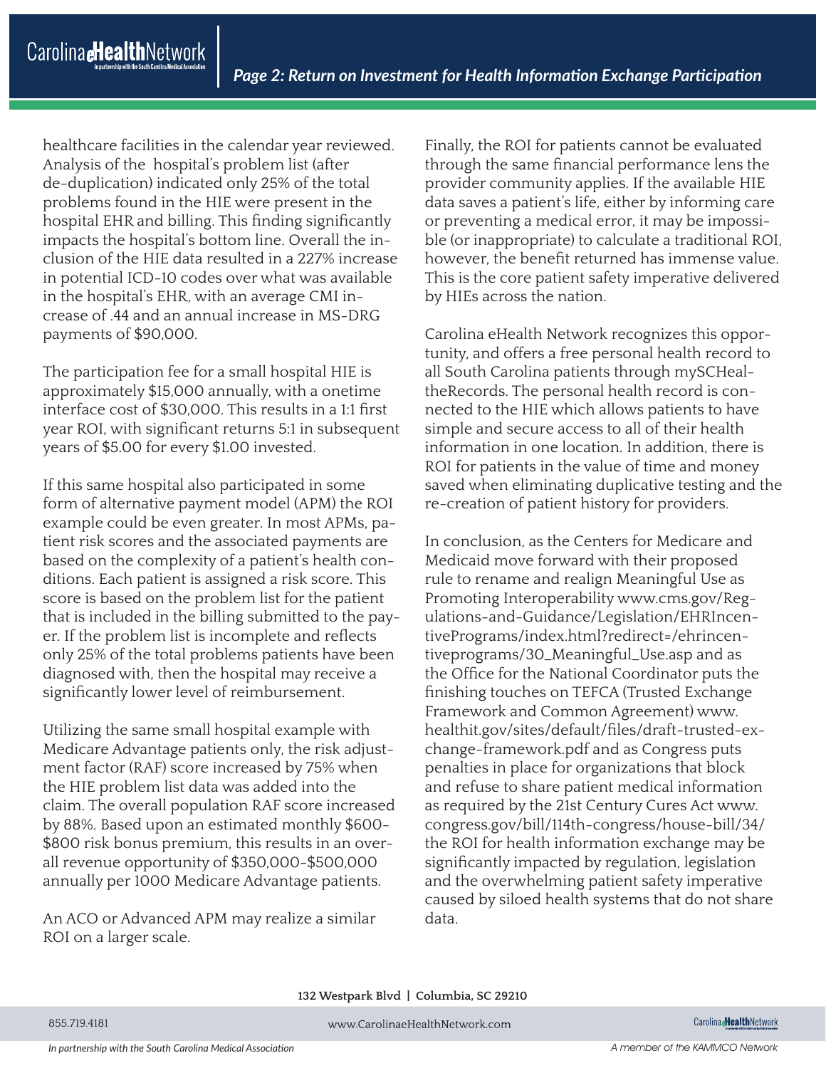healthcare facilities in the calendar year reviewed. Analysis of the hospital's problem list (after de-duplication) indicated only 25% of the total problems found in the HIE were present in the hospital EHR and billing. This finding significantly impacts the hospital's bottom line. Overall the inclusion of the HIE data resulted in a 227% increase in potential ICD-10 codes over what was available in the hospital's EHR, with an average CMI increase of .44 and an annual increase in MS-DRG payments of $90,000.

The participation fee for a small hospital HIE is approximately $15,000 annually, with a onetime interface cost of $30,000. This results in a 1:1 first year ROI, with significant returns 5:1 in subsequent years of $5.00 for every $1.00 invested.

If this same hospital also participated in some form of alternative payment model (APM) the ROI example could be even greater. In most APMs, patient risk scores and the associated payments are based on the complexity of a patient's health conditions. Each patient is assigned a risk score. This score is based on the problem list for the patient that is included in the billing submitted to the payer. If the problem list is incomplete and reflects only 25% of the total problems patients have been diagnosed with, then the hospital may receive a significantly lower level of reimbursement.

Utilizing the same small hospital example with Medicare Advantage patients only, the risk adjustment factor (RAF) score increased by 75% when the HIE problem list data was added into the claim. The overall population RAF score increased by 88%. Based upon an estimated monthly $600-$800 risk bonus premium, this results in an overall revenue opportunity of $350,000-$500,000 annually per 1000 Medicare Advantage patients.

An ACO or Advanced APM may realize a similar ROI on a larger scale.

Finally, the ROI for patients cannot be evaluated through the same financial performance lens the provider community applies. If the available HIE data saves a patient's life, either by informing care or preventing a medical error, it may be impossible (or inappropriate) to calculate a traditional ROI, however, the benefit returned has immense value. This is the core patient safety imperative delivered by HIEs across the nation.

Carolina eHealth Network recognizes this opportunity, and offers a free personal health record to all South Carolina patients through mySCHealtheRecords. The personal health record is connected to the HIE which allows patients to have simple and secure access to all of their health information in one location. In addition, there is ROI for patients in the value of time and money saved when eliminating duplicative testing and the re-creation of patient history for providers.

In conclusion, as the Centers for Medicare and Medicaid move forward with their proposed rule to rename and realign Meaningful Use as Promoting Interoperability www.cms.gov/Regulations-and-Guidance/Legislation/EHRIncentivePrograms/index.html?redirect=/ehrincentiveprograms/30_Meaningful_Use.asp and as the Office for the National Coordinator puts the finishing touches on TEFCA (Trusted Exchange Framework and Common Agreement) www.healthit.gov/sites/default/files/draft-trusted-exchange-framework.pdf and as Congress puts penalties in place for organizations that block and refuse to share patient medical information as required by the 21st Century Cures Act www.congress.gov/bill/114th-congress/house-bill/34/ the ROI for health information exchange may be significantly impacted by regulation, legislation and the overwhelming patient safety imperative caused by siloed health systems that do not share data.